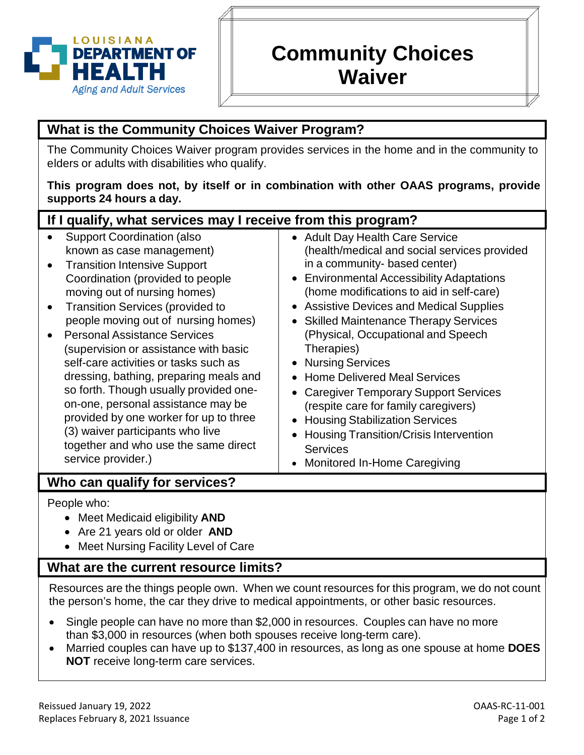LOUISIANA DEPARTMENT OF HEALTH
*Aging and Adult Services*

# Community Choices Waiver

## What is the Community Choices Waiver Program?

The Community Choices Waiver program provides services in the home and in the community to elders or adults with disabilities who qualify.

**This program does not, by itself or in combination with other OAAS programs, provide supports 24 hours a day.**

## If I qualify, what services may I receive from this program?

- Support Coordination (also known as case management)
- Transition Intensive Support Coordination (provided to people moving out of nursing homes)
- Transition Services (provided to people moving out of nursing homes)
- Personal Assistance Services (supervision or assistance with basic self-care activities or tasks such as dressing, bathing, preparing meals and so forth. Though usually provided one-on-one, personal assistance may be provided by one worker for up to three (3) waiver participants who live together and who use the same direct service provider.)
- Adult Day Health Care Service (health/medical and social services provided in a community- based center)
- Environmental Accessibility Adaptations (home modifications to aid in self-care)
- Assistive Devices and Medical Supplies
- Skilled Maintenance Therapy Services (Physical, Occupational and Speech Therapies)
- Nursing Services
- Home Delivered Meal Services
- Caregiver Temporary Support Services (respite care for family caregivers)
- Housing Stabilization Services
- Housing Transition/Crisis Intervention Services
- Monitored In-Home Caregiving

## Who can qualify for services?

People who:

- Meet Medicaid eligibility **AND**
- Are 21 years old or older **AND**
- Meet Nursing Facility Level of Care

## What are the current resource limits?

Resources are the things people own. When we count resources for this program, we do not count the person's home, the car they drive to medical appointments, or other basic resources.

- Single people can have no more than $2,000 in resources. Couples can have no more than $3,000 in resources (when both spouses receive long-term care).
- Married couples can have up to $137,400 in resources, as long as one spouse at home **DOES NOT** receive long-term care services.

Reissued January 19, 2022
Replaces February 8, 2021 Issuance

OAAS-RC-11-001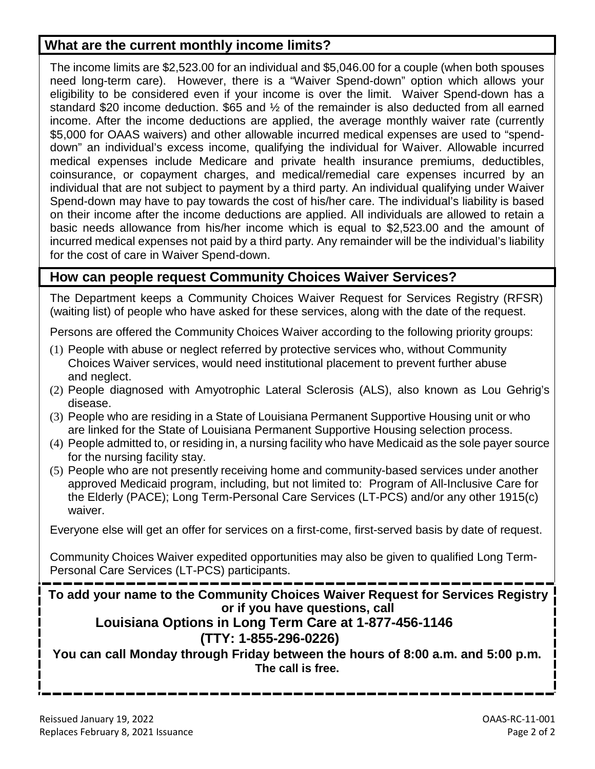## What are the current monthly income limits?

The income limits are $2,523.00 for an individual and $5,046.00 for a couple (when both spouses need long-term care). However, there is a "Waiver Spend-down" option which allows your eligibility to be considered even if your income is over the limit. Waiver Spend-down has a standard $20 income deduction. $65 and ½ of the remainder is also deducted from all earned income. After the income deductions are applied, the average monthly waiver rate (currently $5,000 for OAAS waivers) and other allowable incurred medical expenses are used to "spend-down" an individual's excess income, qualifying the individual for Waiver. Allowable incurred medical expenses include Medicare and private health insurance premiums, deductibles, coinsurance, or copayment charges, and medical/remedial care expenses incurred by an individual that are not subject to payment by a third party. An individual qualifying under Waiver Spend-down may have to pay towards the cost of his/her care. The individual's liability is based on their income after the income deductions are applied. All individuals are allowed to retain a basic needs allowance from his/her income which is equal to $2,523.00 and the amount of incurred medical expenses not paid by a third party. Any remainder will be the individual's liability for the cost of care in Waiver Spend-down.

## How can people request Community Choices Waiver Services?

The Department keeps a Community Choices Waiver Request for Services Registry (RFSR) (waiting list) of people who have asked for these services, along with the date of the request.

Persons are offered the Community Choices Waiver according to the following priority groups:

(1) People with abuse or neglect referred by protective services who, without Community Choices Waiver services, would need institutional placement to prevent further abuse and neglect.
(2) People diagnosed with Amyotrophic Lateral Sclerosis (ALS), also known as Lou Gehrig's disease.
(3) People who are residing in a State of Louisiana Permanent Supportive Housing unit or who are linked for the State of Louisiana Permanent Supportive Housing selection process.
(4) People admitted to, or residing in, a nursing facility who have Medicaid as the sole payer source for the nursing facility stay.
(5) People who are not presently receiving home and community-based services under another approved Medicaid program, including, but not limited to: Program of All-Inclusive Care for the Elderly (PACE); Long Term-Personal Care Services (LT-PCS) and/or any other 1915(c) waiver.

Everyone else will get an offer for services on a first-come, first-served basis by date of request.

Community Choices Waiver expedited opportunities may also be given to qualified Long Term-Personal Care Services (LT-PCS) participants.

**To add your name to the Community Choices Waiver Request for Services Registry or if you have questions, call**

**Louisiana Options in Long Term Care at 1-877-456-1146**

**(TTY: 1-855-296-0226)**

**You can call Monday through Friday between the hours of 8:00 a.m. and 5:00 p.m.**

**The call is free.**

Reissued January 19, 2022
Replaces February 8, 2021 Issuance

OAAS-RC-11-001